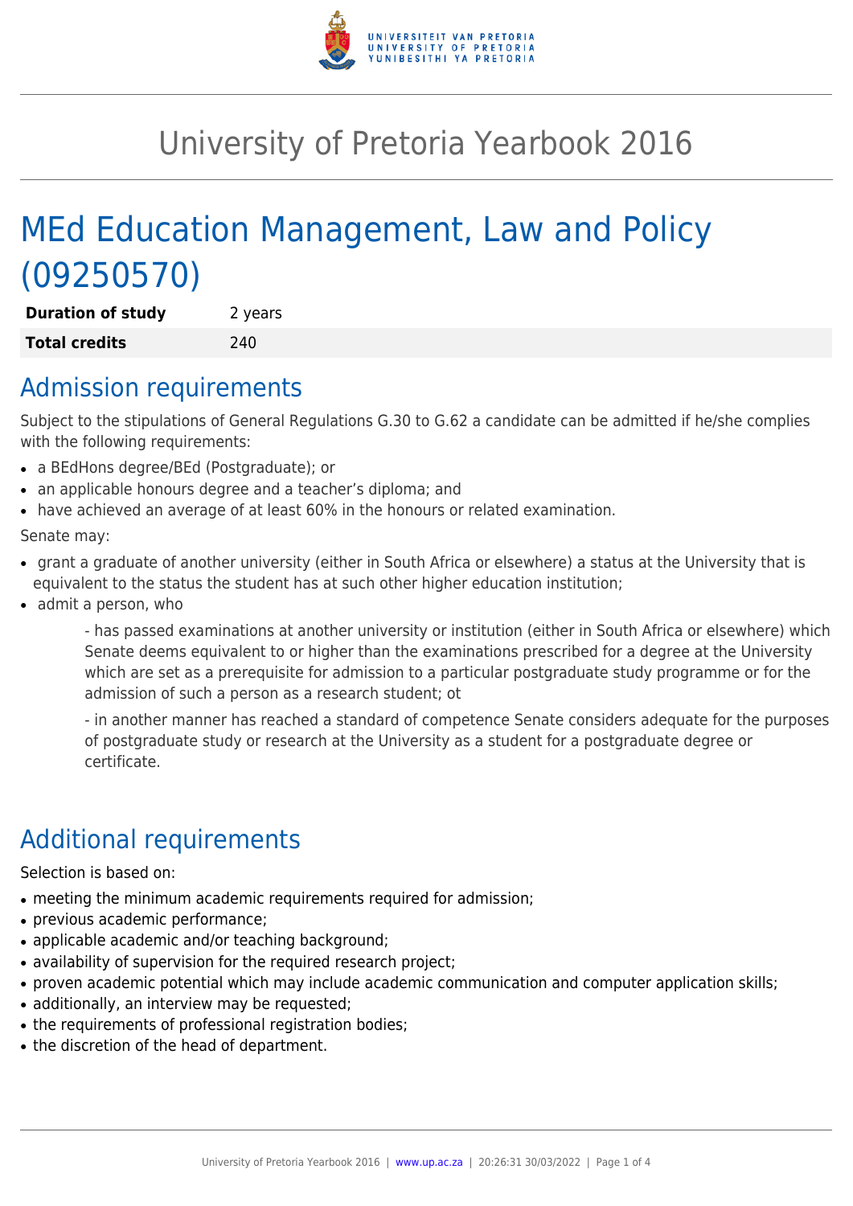# University of Pretoria Yearbook 2016

# MEd Education Management, Law and Policy (09250570)

| **Duration of study** | 2 years |
| --- | --- |
| **Total credits** | 240 |

## Admission requirements

Subject to the stipulations of General Regulations G.30 to G.62 a candidate can be admitted if he/she complies with the following requirements:

- a BEdHons degree/BEd (Postgraduate); or
- an applicable honours degree and a teacher's diploma; and
- have achieved an average of at least 60% in the honours or related examination.

Senate may:

- grant a graduate of another university (either in South Africa or elsewhere) a status at the University that is equivalent to the status the student has at such other higher education institution;
- admit a person, who

  - has passed examinations at another university or institution (either in South Africa or elsewhere) which Senate deems equivalent to or higher than the examinations prescribed for a degree at the University which are set as a prerequisite for admission to a particular postgraduate study programme or for the admission of such a person as a research student; ot

  - in another manner has reached a standard of competence Senate considers adequate for the purposes of postgraduate study or research at the University as a student for a postgraduate degree or certificate.

## Additional requirements

Selection is based on:

- meeting the minimum academic requirements required for admission;
- previous academic performance;
- applicable academic and/or teaching background;
- availability of supervision for the required research project;
- proven academic potential which may include academic communication and computer application skills;
- additionally, an interview may be requested;
- the requirements of professional registration bodies;
- the discretion of the head of department.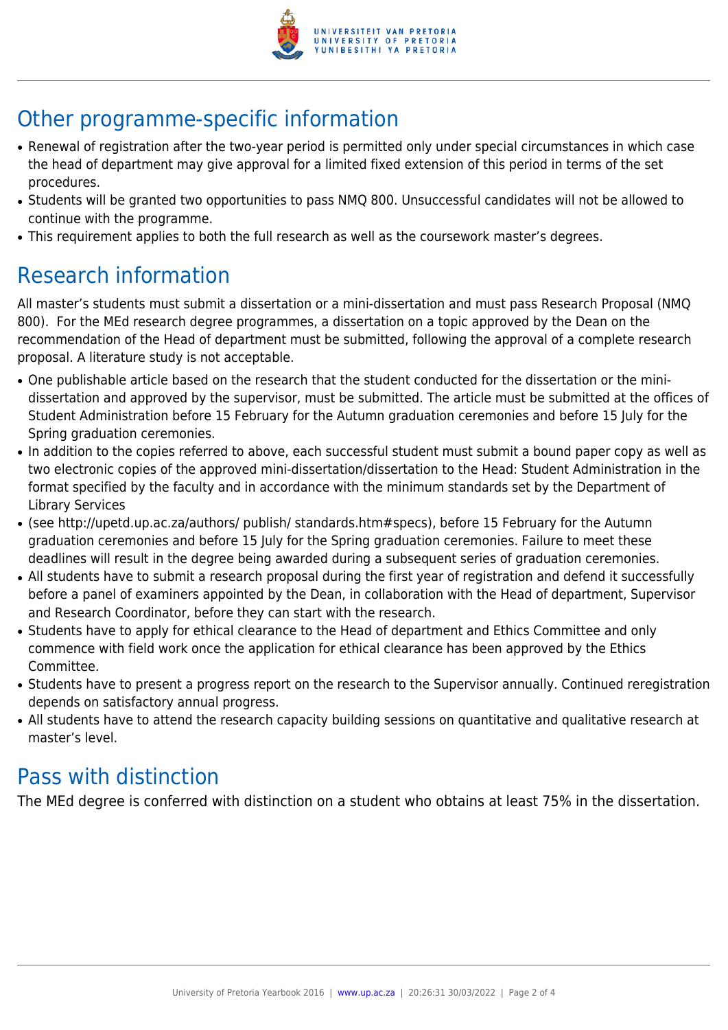## Other programme-specific information

- Renewal of registration after the two-year period is permitted only under special circumstances in which case the head of department may give approval for a limited fixed extension of this period in terms of the set procedures.
- Students will be granted two opportunities to pass NMQ 800. Unsuccessful candidates will not be allowed to continue with the programme.
- This requirement applies to both the full research as well as the coursework master's degrees.

## Research information

All master's students must submit a dissertation or a mini-dissertation and must pass Research Proposal (NMQ 800). For the MEd research degree programmes, a dissertation on a topic approved by the Dean on the recommendation of the Head of department must be submitted, following the approval of a complete research proposal. A literature study is not acceptable.

- One publishable article based on the research that the student conducted for the dissertation or the mini-dissertation and approved by the supervisor, must be submitted. The article must be submitted at the offices of Student Administration before 15 February for the Autumn graduation ceremonies and before 15 July for the Spring graduation ceremonies.
- In addition to the copies referred to above, each successful student must submit a bound paper copy as well as two electronic copies of the approved mini-dissertation/dissertation to the Head: Student Administration in the format specified by the faculty and in accordance with the minimum standards set by the Department of Library Services
- (see http://upetd.up.ac.za/authors/ publish/ standards.htm#specs), before 15 February for the Autumn graduation ceremonies and before 15 July for the Spring graduation ceremonies. Failure to meet these deadlines will result in the degree being awarded during a subsequent series of graduation ceremonies.
- All students have to submit a research proposal during the first year of registration and defend it successfully before a panel of examiners appointed by the Dean, in collaboration with the Head of department, Supervisor and Research Coordinator, before they can start with the research.
- Students have to apply for ethical clearance to the Head of department and Ethics Committee and only commence with field work once the application for ethical clearance has been approved by the Ethics Committee.
- Students have to present a progress report on the research to the Supervisor annually. Continued reregistration depends on satisfactory annual progress.
- All students have to attend the research capacity building sessions on quantitative and qualitative research at master's level.

## Pass with distinction

The MEd degree is conferred with distinction on a student who obtains at least 75% in the dissertation.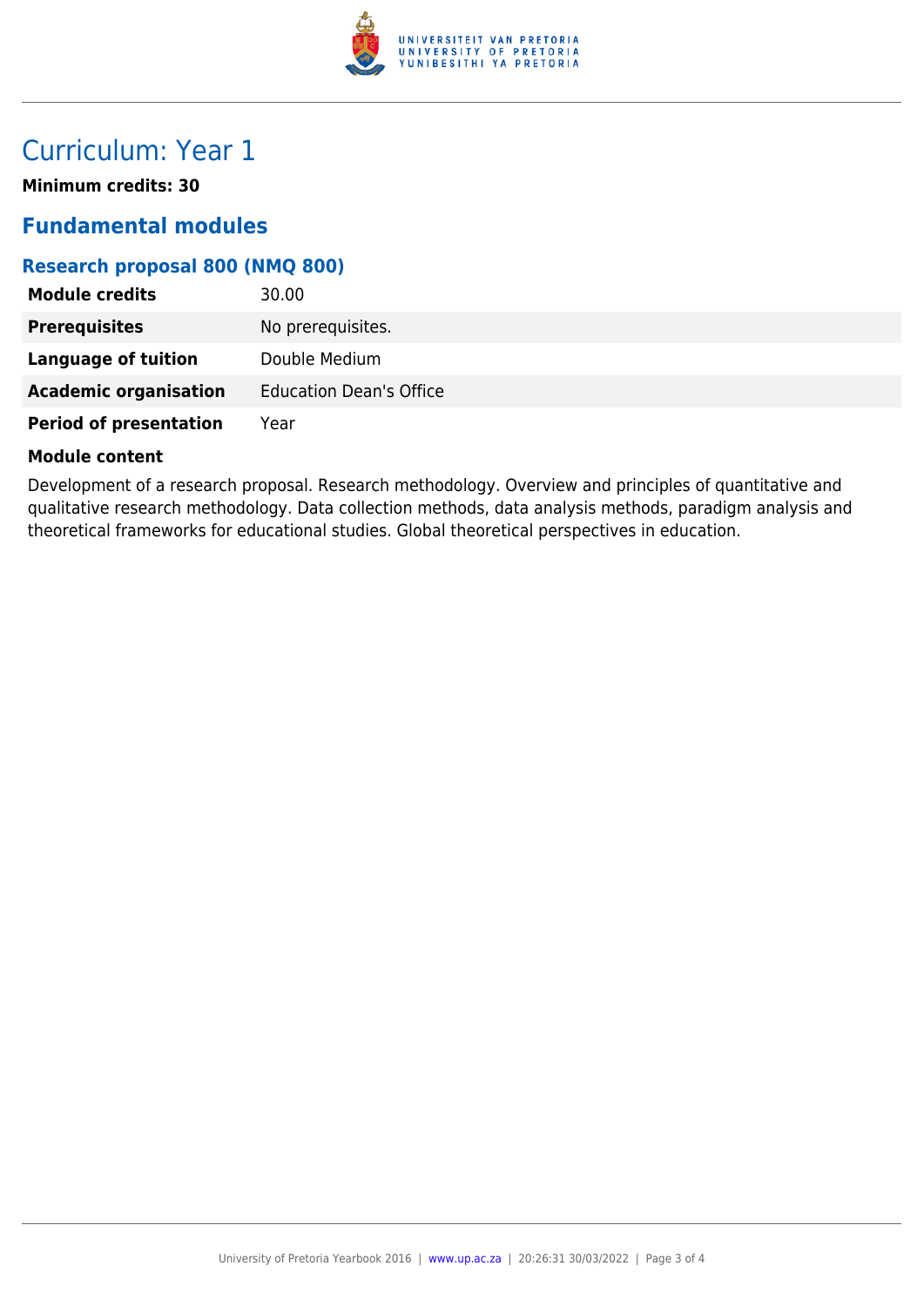# Curriculum: Year 1

**Minimum credits: 30**

## Fundamental modules

### Research proposal 800 (NMQ 800)

| | |
|---|---|
| **Module credits** | 30.00 |
| **Prerequisites** | No prerequisites. |
| **Language of tuition** | Double Medium |
| **Academic organisation** | Education Dean's Office |
| **Period of presentation** | Year |

**Module content**

Development of a research proposal. Research methodology. Overview and principles of quantitative and qualitative research methodology. Data collection methods, data analysis methods, paradigm analysis and theoretical frameworks for educational studies. Global theoretical perspectives in education.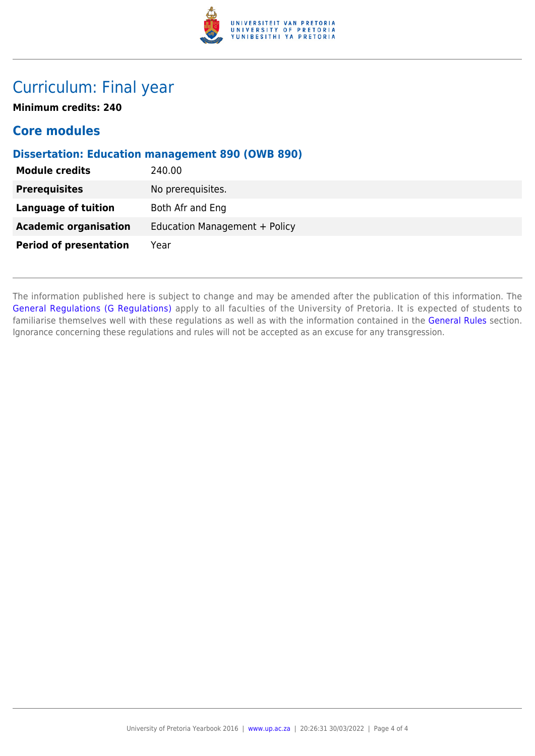# Curriculum: Final year

**Minimum credits: 240**

## Core modules

### Dissertation: Education management 890 (OWB 890)

| | |
|---|---|
| **Module credits** | 240.00 |
| **Prerequisites** | No prerequisites. |
| **Language of tuition** | Both Afr and Eng |
| **Academic organisation** | Education Management + Policy |
| **Period of presentation** | Year |

The information published here is subject to change and may be amended after the publication of this information. The General Regulations (G Regulations) apply to all faculties of the University of Pretoria. It is expected of students to familiarise themselves well with these regulations as well as with the information contained in the General Rules section. Ignorance concerning these regulations and rules will not be accepted as an excuse for any transgression.